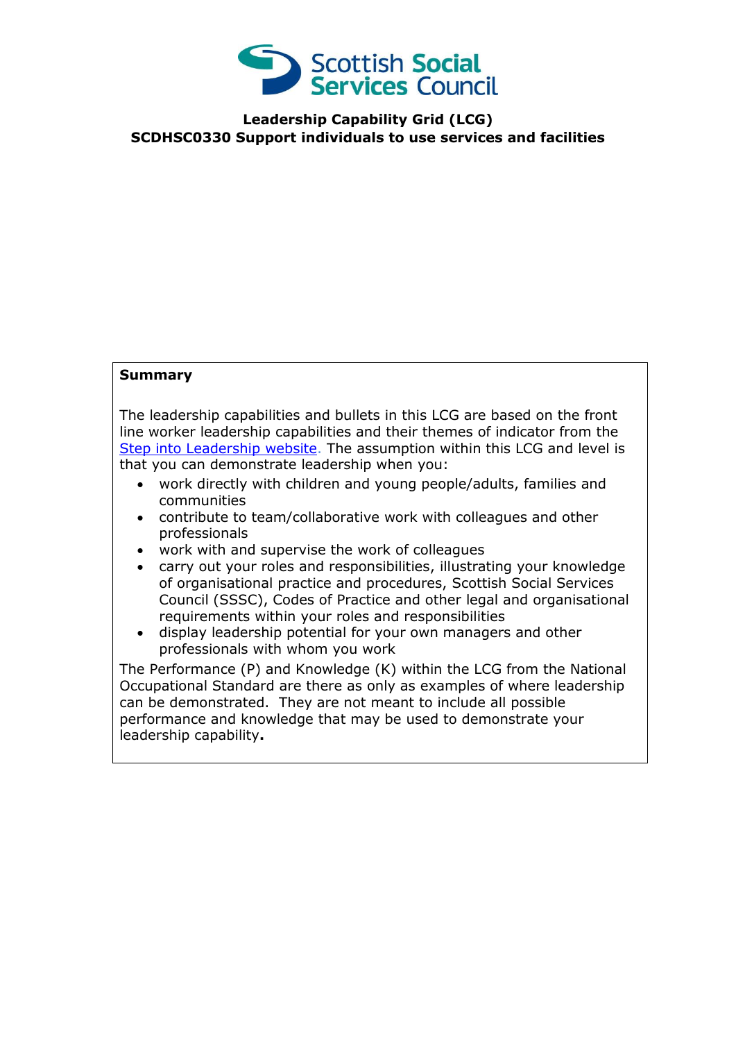Scottish Social Services Council

# Leadership Capability Grid (LCG)
## SCDHSC0330 Support individuals to use services and facilities

**Summary**

The leadership capabilities and bullets in this LCG are based on the front line worker leadership capabilities and their themes of indicator from the Step into Leadership website. The assumption within this LCG and level is that you can demonstrate leadership when you:

- work directly with children and young people/adults, families and communities
- contribute to team/collaborative work with colleagues and other professionals
- work with and supervise the work of colleagues
- carry out your roles and responsibilities, illustrating your knowledge of organisational practice and procedures, Scottish Social Services Council (SSSC), Codes of Practice and other legal and organisational requirements within your roles and responsibilities
- display leadership potential for your own managers and other professionals with whom you work

The Performance (P) and Knowledge (K) within the LCG from the National Occupational Standard are there as only as examples of where leadership can be demonstrated. They are not meant to include all possible performance and knowledge that may be used to demonstrate your leadership capability**.**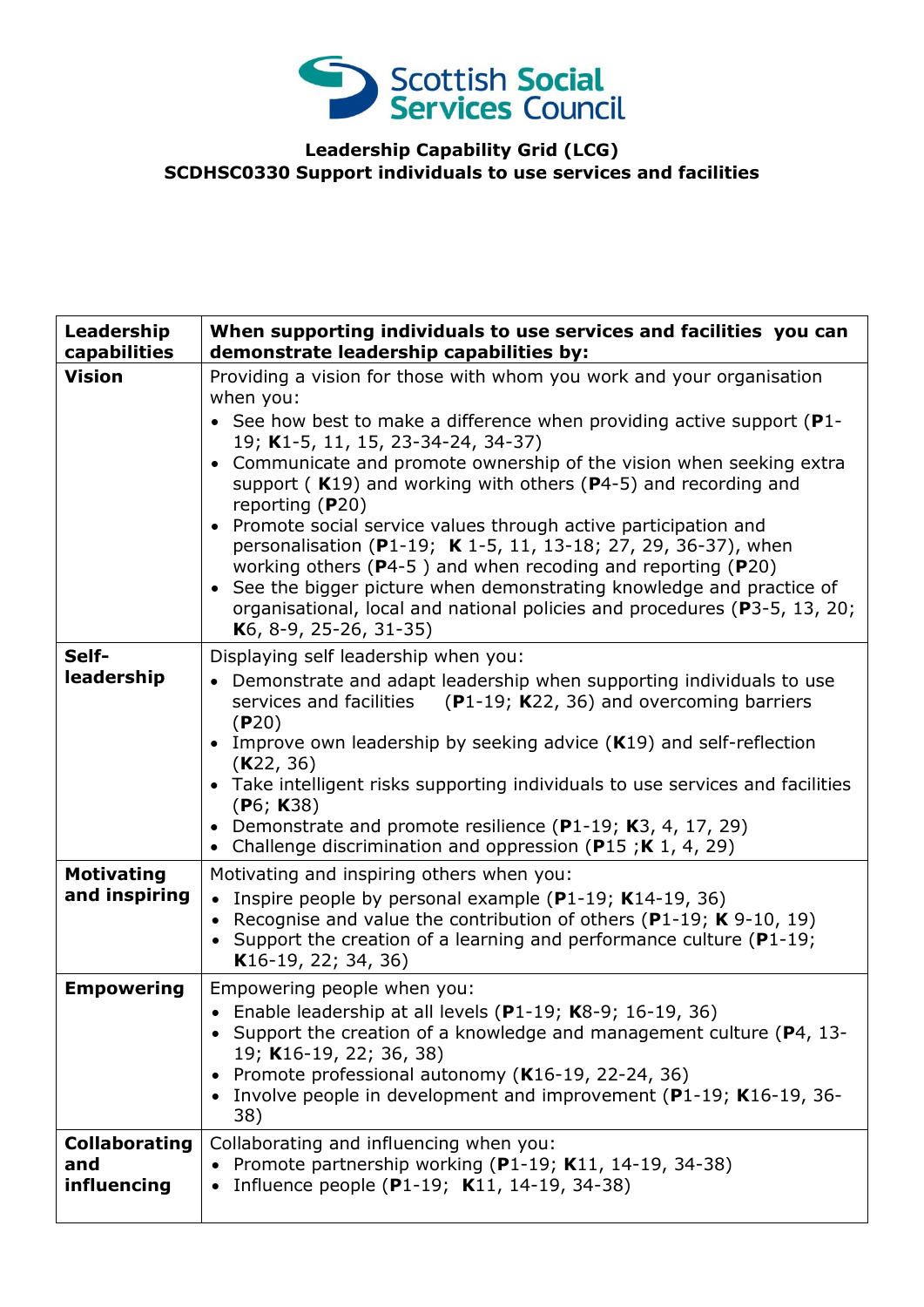Scottish Social Services Council

**Leadership Capability Grid (LCG)**
**SCDHSC0330 Support individuals to use services and facilities**

| **Leadership capabilities** | **When supporting individuals to use services and facilities you can demonstrate leadership capabilities by:** |
|---|---|
| **Vision** | Providing a vision for those with whom you work and your organisation when you:<br>• See how best to make a difference when providing active support (**P**1-19; **K**1-5, 11, 15, 23-34-24, 34-37)<br>• Communicate and promote ownership of the vision when seeking extra support ( **K**19) and working with others (**P**4-5) and recording and reporting (**P**20)<br>• Promote social service values through active participation and personalisation (**P**1-19; **K** 1-5, 11, 13-18; 27, 29, 36-37), when working others (**P**4-5 ) and when recoding and reporting (**P**20)<br>• See the bigger picture when demonstrating knowledge and practice of organisational, local and national policies and procedures (**P**3-5, 13, 20; **K**6, 8-9, 25-26, 31-35) |
| **Self-leadership** | Displaying self leadership when you:<br>• Demonstrate and adapt leadership when supporting individuals to use services and facilities (**P**1-19; **K**22, 36) and overcoming barriers (**P**20)<br>• Improve own leadership by seeking advice (**K**19) and self-reflection (**K**22, 36)<br>• Take intelligent risks supporting individuals to use services and facilities (**P**6; **K**38)<br>• Demonstrate and promote resilience (**P**1-19; **K**3, 4, 17, 29)<br>• Challenge discrimination and oppression (**P**15 ;**K** 1, 4, 29) |
| **Motivating and inspiring** | Motivating and inspiring others when you:<br>• Inspire people by personal example (**P**1-19; **K**14-19, 36)<br>• Recognise and value the contribution of others (**P**1-19; **K** 9-10, 19)<br>• Support the creation of a learning and performance culture (**P**1-19; **K**16-19, 22; 34, 36) |
| **Empowering** | Empowering people when you:<br>• Enable leadership at all levels (**P**1-19; **K**8-9; 16-19, 36)<br>• Support the creation of a knowledge and management culture (**P**4, 13-19; **K**16-19, 22; 36, 38)<br>• Promote professional autonomy (**K**16-19, 22-24, 36)<br>• Involve people in development and improvement (**P**1-19; **K**16-19, 36-38) |
| **Collaborating and influencing** | Collaborating and influencing when you:<br>• Promote partnership working (**P**1-19; **K**11, 14-19, 34-38)<br>• Influence people (**P**1-19; **K**11, 14-19, 34-38) |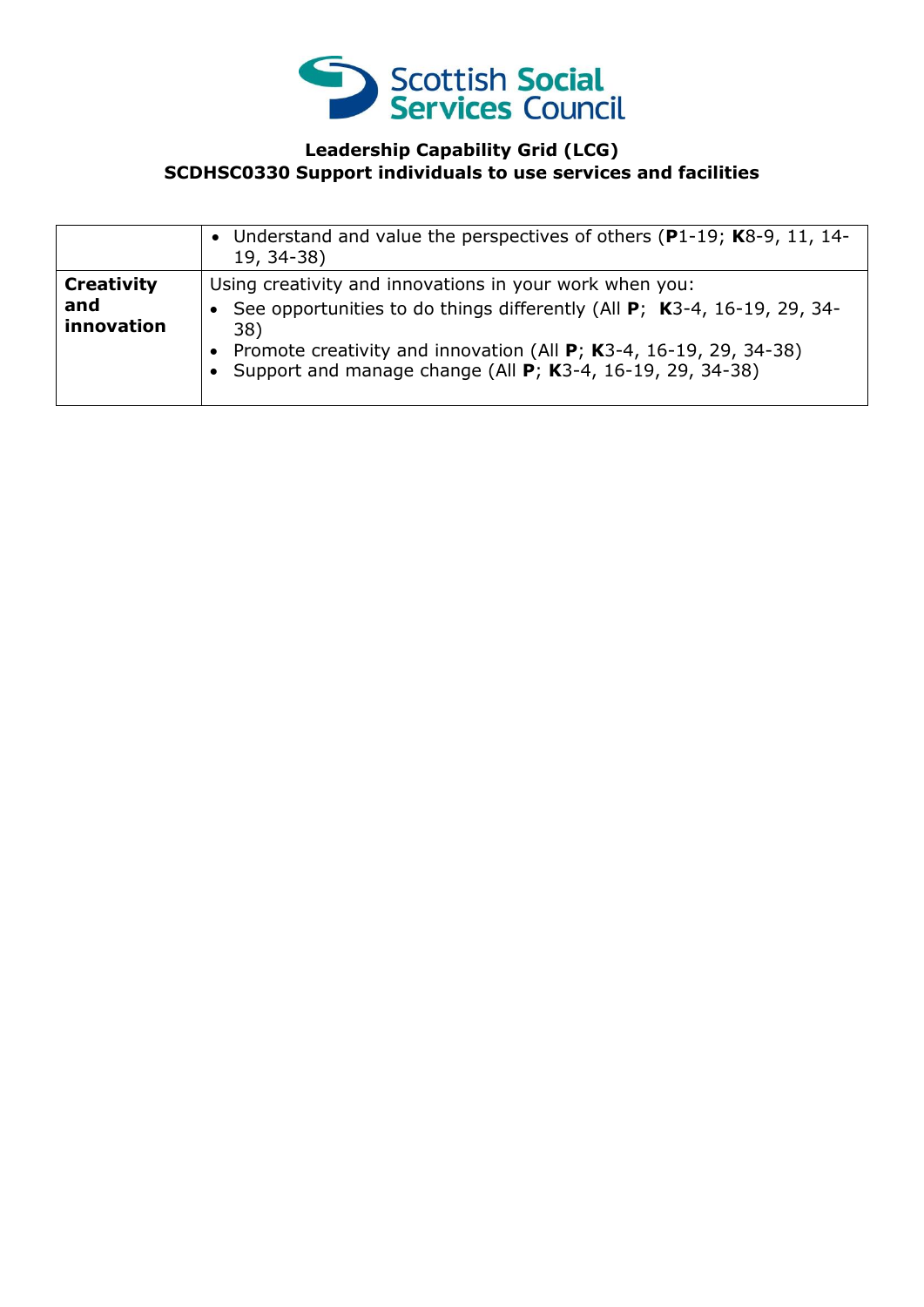**Leadership Capability Grid (LCG)**
**SCDHSC0330 Support individuals to use services and facilities**

| | |
|---|---|
| | • Understand and value the perspectives of others (**P**1-19; **K**8-9, 11, 14-19, 34-38) |
| **Creativity and innovation** | Using creativity and innovations in your work when you:<br>• See opportunities to do things differently (All **P**; **K**3-4, 16-19, 29, 34-38)<br>• Promote creativity and innovation (All **P**; **K**3-4, 16-19, 29, 34-38)<br>• Support and manage change (All **P**; **K**3-4, 16-19, 29, 34-38) |